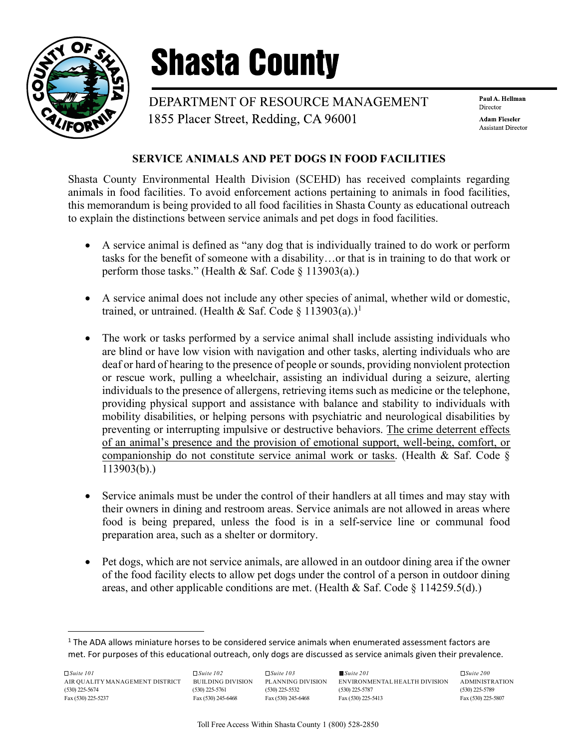# Shasta County

DEPARTMENT OF RESOURCE MANAGEMENT
1855 Placer Street, Redding, CA 96001

**Paul A. Hellman**
Director

**Adam Fieseler**
Assistant Director

## SERVICE ANIMALS AND PET DOGS IN FOOD FACILITIES

Shasta County Environmental Health Division (SCEHD) has received complaints regarding animals in food facilities. To avoid enforcement actions pertaining to animals in food facilities, this memorandum is being provided to all food facilities in Shasta County as educational outreach to explain the distinctions between service animals and pet dogs in food facilities.

- A service animal is defined as "any dog that is individually trained to do work or perform tasks for the benefit of someone with a disability…or that is in training to do that work or perform those tasks." (Health & Saf. Code § 113903(a).)

- A service animal does not include any other species of animal, whether wild or domestic, trained, or untrained. (Health & Saf. Code § 113903(a).)[1]

- The work or tasks performed by a service animal shall include assisting individuals who are blind or have low vision with navigation and other tasks, alerting individuals who are deaf or hard of hearing to the presence of people or sounds, providing nonviolent protection or rescue work, pulling a wheelchair, assisting an individual during a seizure, alerting individuals to the presence of allergens, retrieving items such as medicine or the telephone, providing physical support and assistance with balance and stability to individuals with mobility disabilities, or helping persons with psychiatric and neurological disabilities by preventing or interrupting impulsive or destructive behaviors. <u>The crime deterrent effects of an animal's presence and the provision of emotional support, well-being, comfort, or companionship do not constitute service animal work or tasks</u>. (Health & Saf. Code § 113903(b).)

- Service animals must be under the control of their handlers at all times and may stay with their owners in dining and restroom areas. Service animals are not allowed in areas where food is being prepared, unless the food is in a self-service line or communal food preparation area, such as a shelter or dormitory.

- Pet dogs, which are not service animals, are allowed in an outdoor dining area if the owner of the food facility elects to allow pet dogs under the control of a person in outdoor dining areas, and other applicable conditions are met. (Health & Saf. Code § 114259.5(d).)

---

[1] The ADA allows miniature horses to be considered service animals when enumerated assessment factors are met. For purposes of this educational outreach, only dogs are discussed as service animals given their prevalence.

| ☐ *Suite 101* | ☐ *Suite 102* | ☐ *Suite 103* | ■ *Suite 201* | ☐ *Suite 200* |
|---|---|---|---|---|
| AIR QUALITY MANAGEMENT DISTRICT | BUILDING DIVISION | PLANNING DIVISION | ENVIRONMENTAL HEALTH DIVISION | ADMINISTRATION |
| (530) 225-5674 | (530) 225-5761 | (530) 225-5532 | (530) 225-5787 | (530) 225-5789 |
| Fax (530) 225-5237 | Fax (530) 245-6468 | Fax (530) 245-6468 | Fax (530) 225-5413 | Fax (530) 225-5807 |

Toll Free Access Within Shasta County 1 (800) 528-2850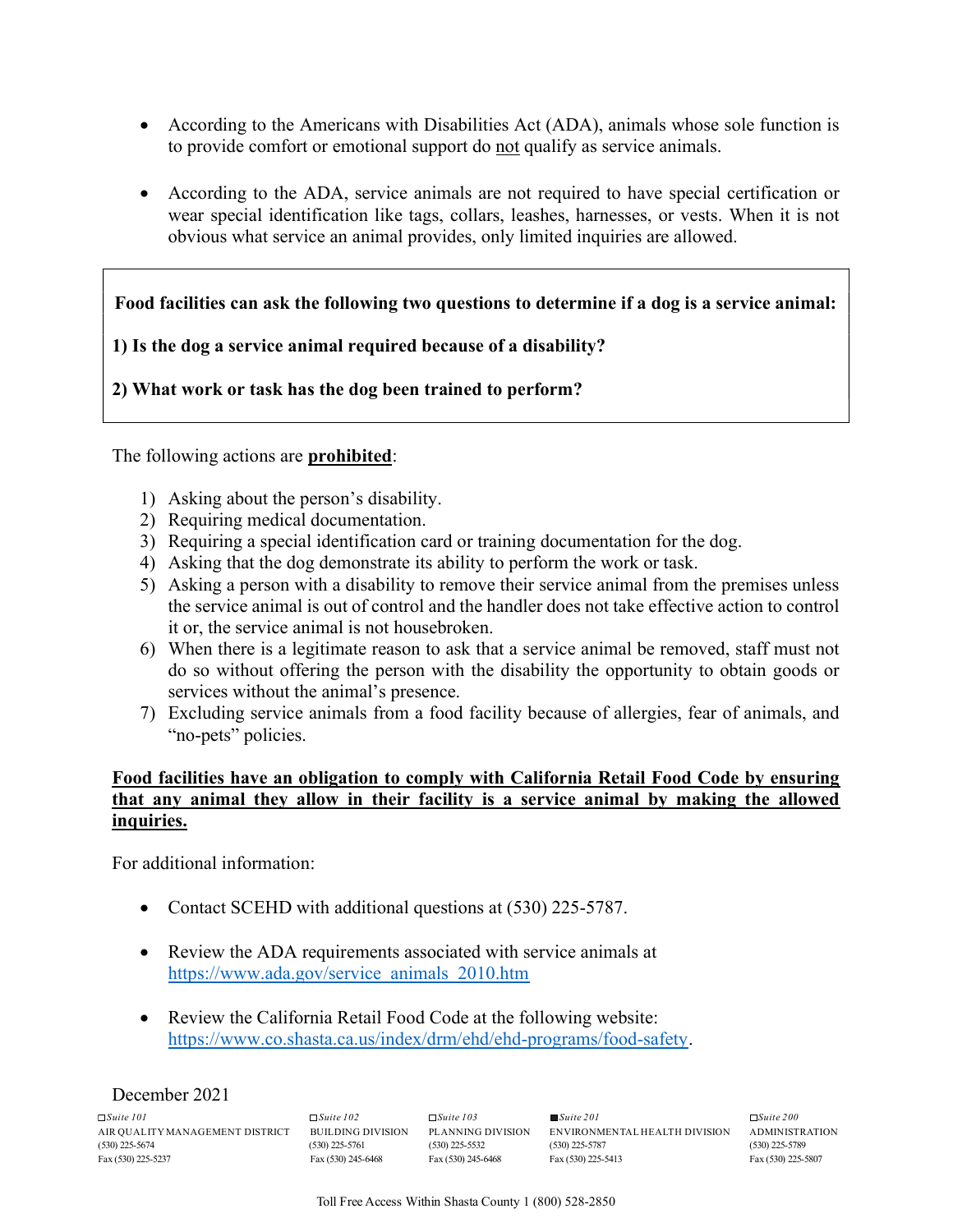- According to the Americans with Disabilities Act (ADA), animals whose sole function is to provide comfort or emotional support do not qualify as service animals.

- According to the ADA, service animals are not required to have special certification or wear special identification like tags, collars, leashes, harnesses, or vests. When it is not obvious what service an animal provides, only limited inquiries are allowed.

**Food facilities can ask the following two questions to determine if a dog is a service animal:**

**1) Is the dog a service animal required because of a disability?**

**2) What work or task has the dog been trained to perform?**

The following actions are **prohibited**:

1) Asking about the person's disability.
2) Requiring medical documentation.
3) Requiring a special identification card or training documentation for the dog.
4) Asking that the dog demonstrate its ability to perform the work or task.
5) Asking a person with a disability to remove their service animal from the premises unless the service animal is out of control and the handler does not take effective action to control it or, the service animal is not housebroken.
6) When there is a legitimate reason to ask that a service animal be removed, staff must not do so without offering the person with the disability the opportunity to obtain goods or services without the animal's presence.
7) Excluding service animals from a food facility because of allergies, fear of animals, and "no-pets" policies.

**Food facilities have an obligation to comply with California Retail Food Code by ensuring that any animal they allow in their facility is a service animal by making the allowed inquiries.**

For additional information:

- Contact SCEHD with additional questions at (530) 225-5787.

- Review the ADA requirements associated with service animals at https://www.ada.gov/service_animals_2010.htm

- Review the California Retail Food Code at the following website: https://www.co.shasta.ca.us/index/drm/ehd/ehd-programs/food-safety.

December 2021

| | | | | |
|---|---|---|---|---|
| ☐ *Suite 101* | ☐ *Suite 102* | ☐ *Suite 103* | ■ *Suite 201* | ☐ *Suite 200* |
| AIR QUALITY MANAGEMENT DISTRICT | BUILDING DIVISION | PLANNING DIVISION | ENVIRONMENTAL HEALTH DIVISION | ADMINISTRATION |
| (530) 225-5674 | (530) 225-5761 | (530) 225-5532 | (530) 225-5787 | (530) 225-5789 |
| Fax (530) 225-5237 | Fax (530) 245-6468 | Fax (530) 245-6468 | Fax (530) 225-5413 | Fax (530) 225-5807 |

Toll Free Access Within Shasta County 1 (800) 528-2850